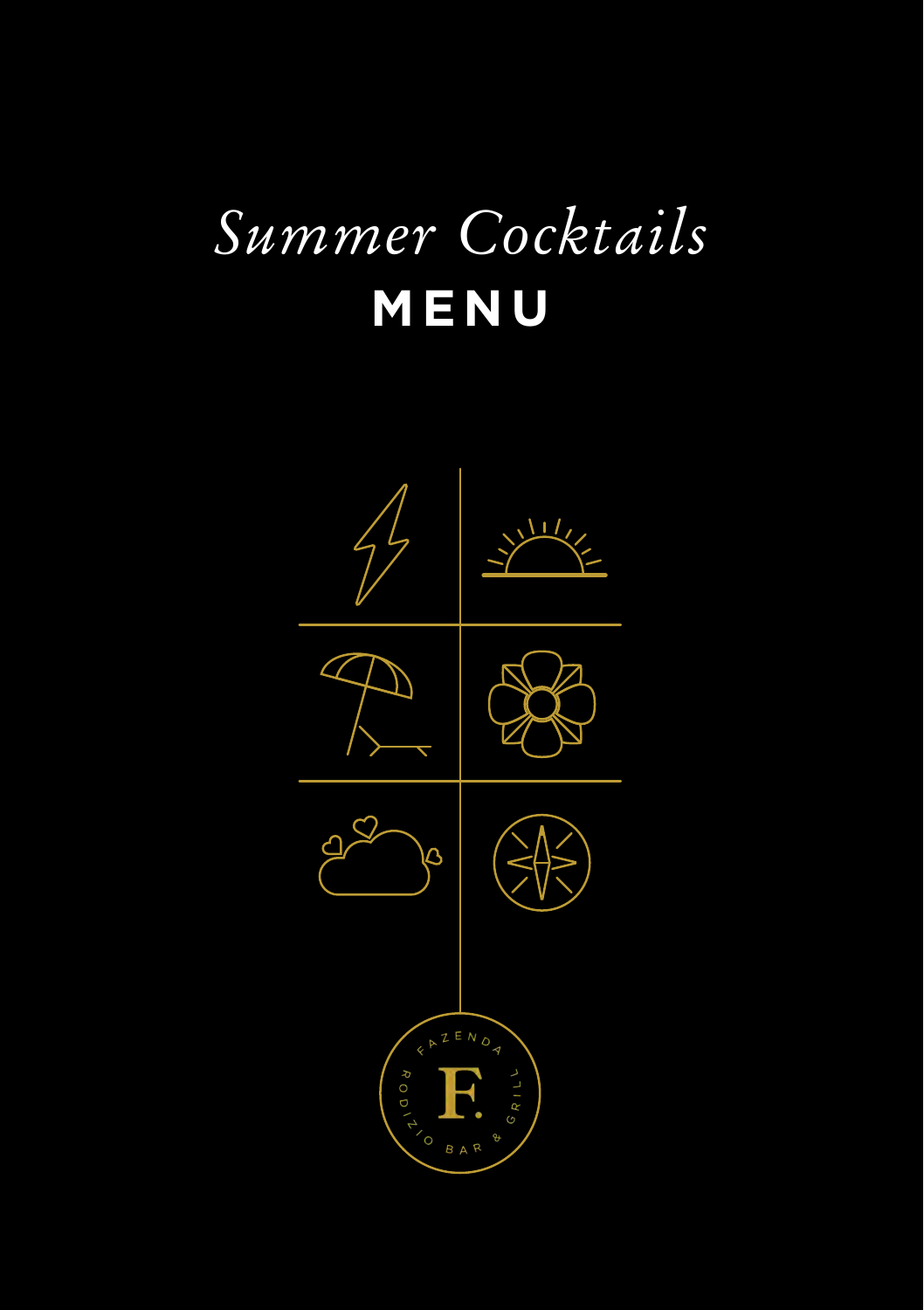# *Summer Cocktails*

# MENU

FAZENDA

F.

RODIZIO BAR & GRILL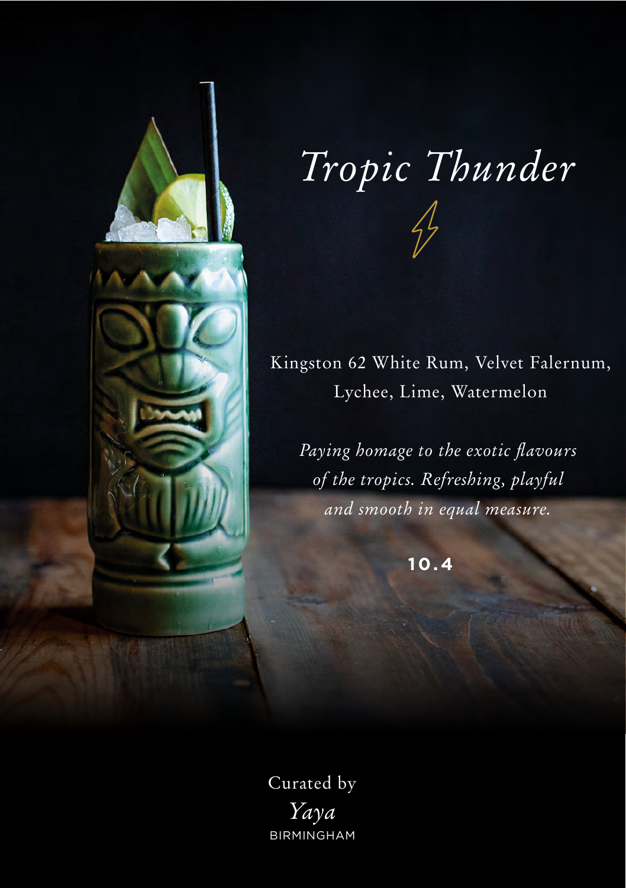# *Tropic Thunder*

Kingston 62 White Rum, Velvet Falernum, Lychee, Lime, Watermelon

*Paying homage to the exotic flavours of the tropics. Refreshing, playful and smooth in equal measure.*

**10.4**

Curated by
*Yaya*
BIRMINGHAM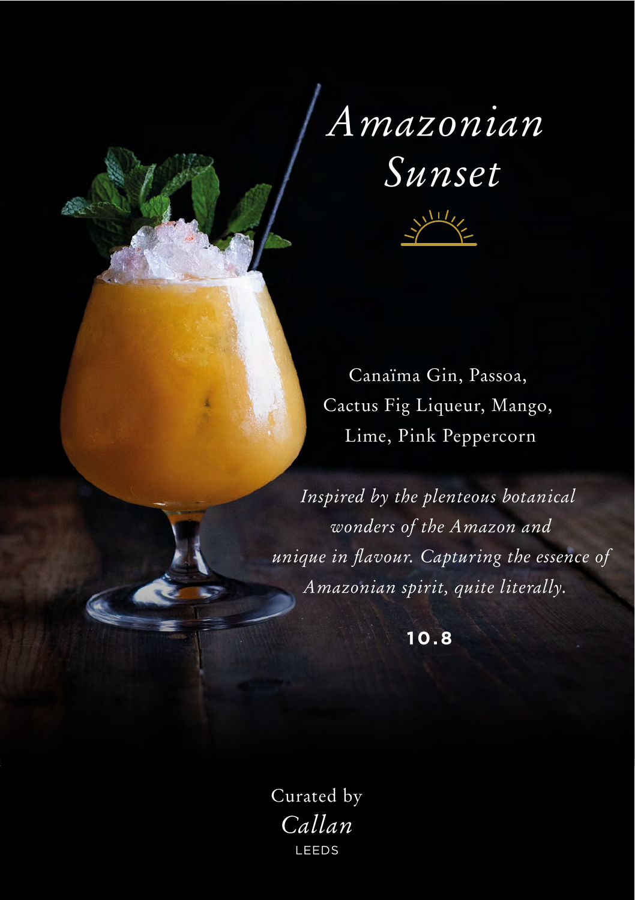# *Amazonian Sunset*

Canaïma Gin, Passoa,
Cactus Fig Liqueur, Mango,
Lime, Pink Peppercorn

*Inspired by the plenteous botanical wonders of the Amazon and unique in flavour. Capturing the essence of Amazonian spirit, quite literally.*

**10.8**

Curated by
*Callan*
LEEDS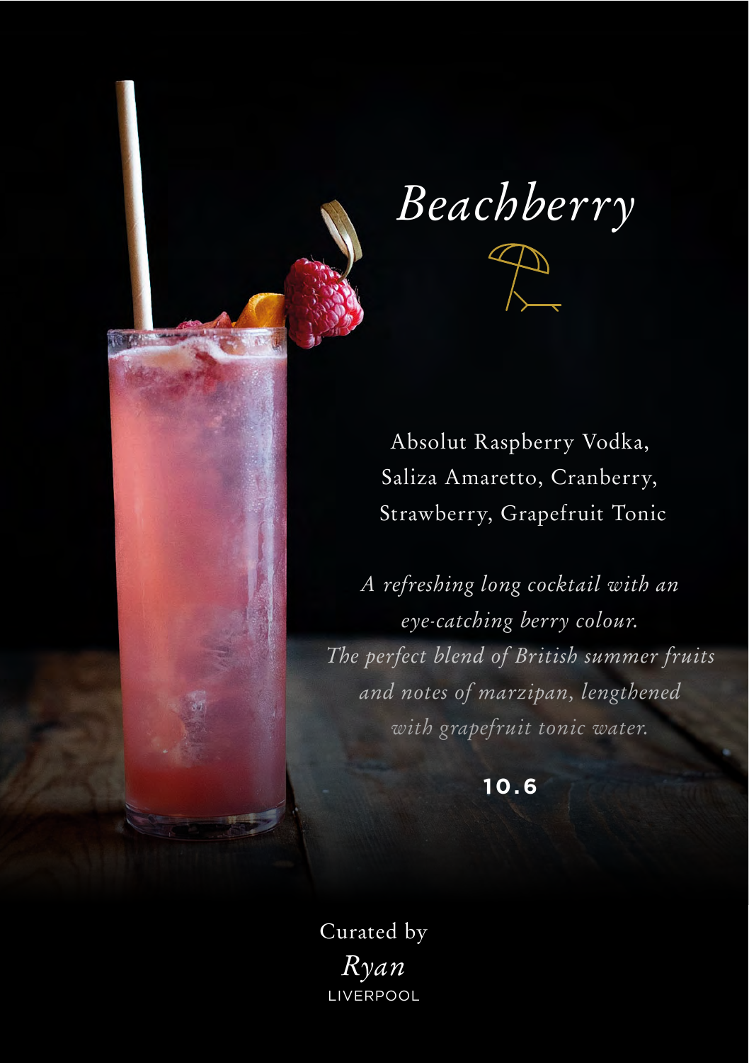# *Beachberry*

Absolut Raspberry Vodka,
Saliza Amaretto, Cranberry,
Strawberry, Grapefruit Tonic

*A refreshing long cocktail with an eye-catching berry colour. The perfect blend of British summer fruits and notes of marzipan, lengthened with grapefruit tonic water.*

**10.6**

Curated by
*Ryan*
LIVERPOOL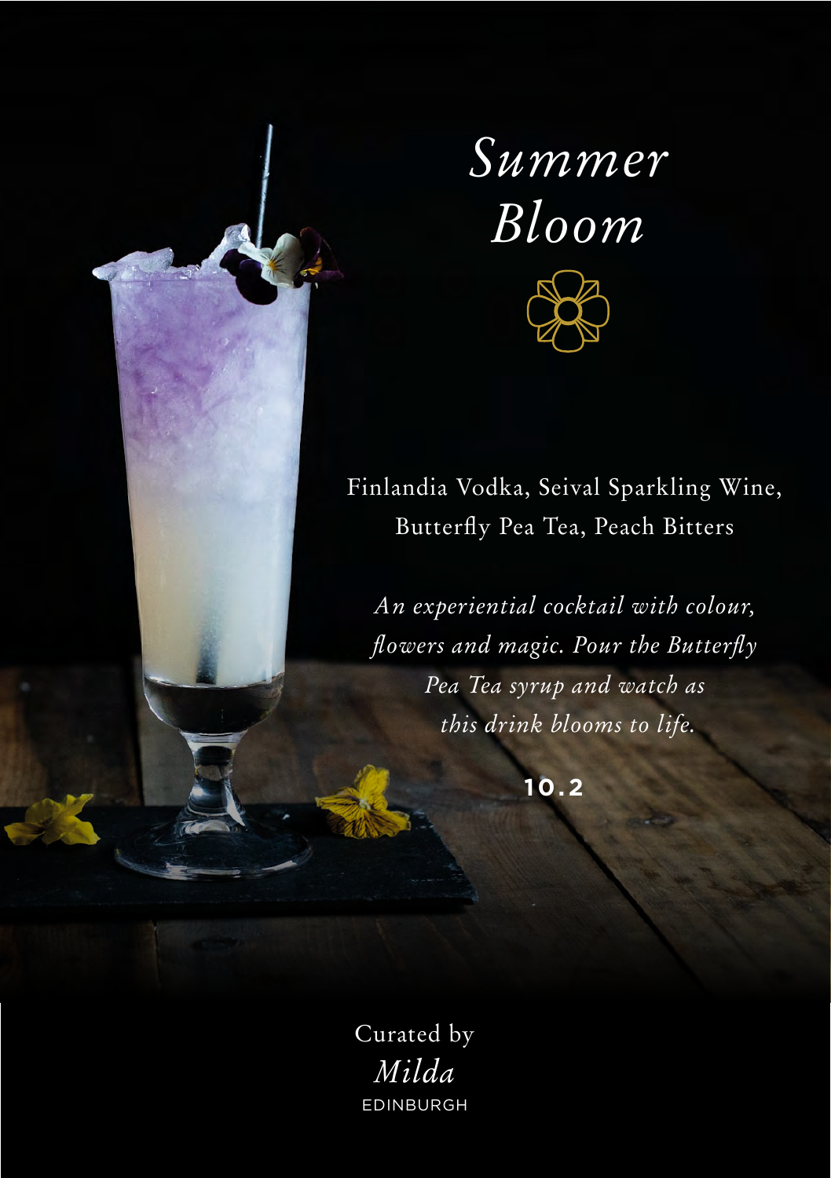# *Summer Bloom*

Finlandia Vodka, Seival Sparkling Wine, Butterfly Pea Tea, Peach Bitters

*An experiential cocktail with colour, flowers and magic. Pour the Butterfly Pea Tea syrup and watch as this drink blooms to life.*

**10.2**

Curated by
*Milda*
EDINBURGH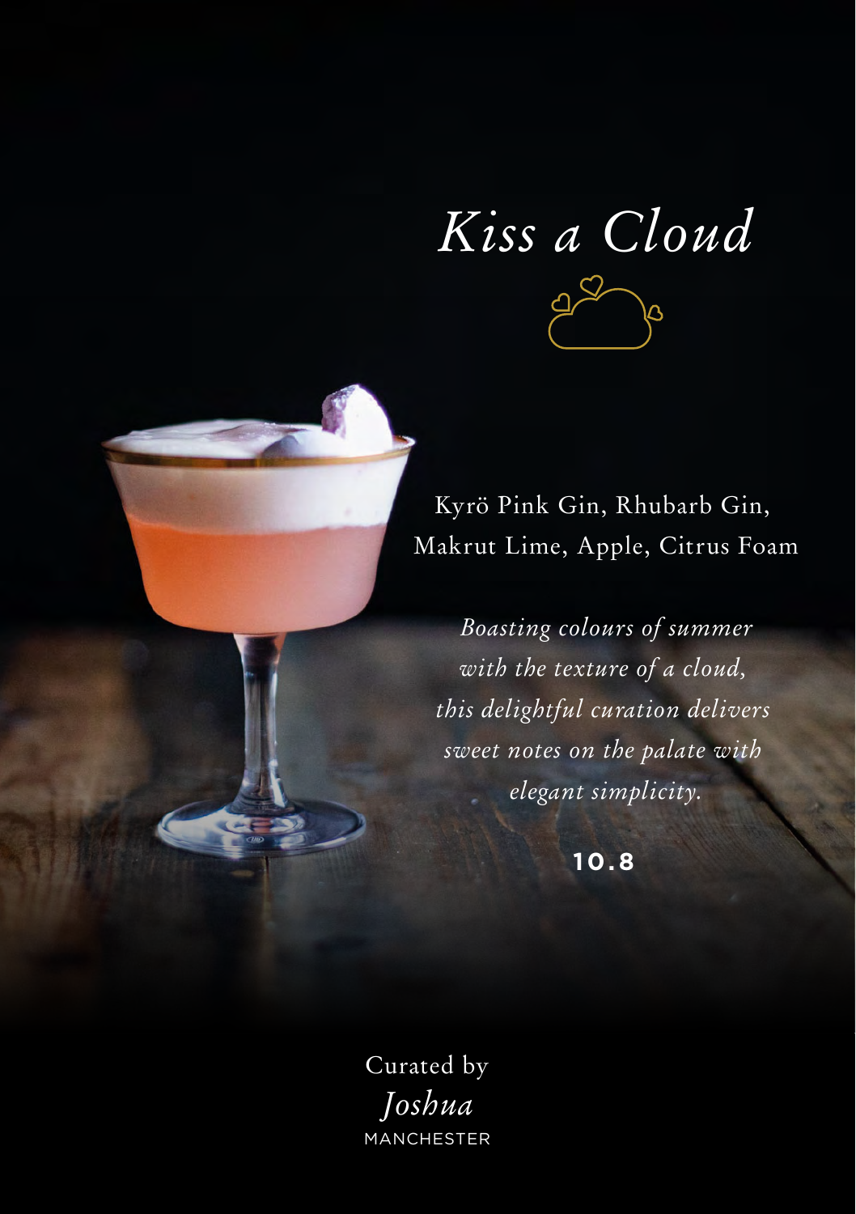# *Kiss a Cloud*

Kyrö Pink Gin, Rhubarb Gin, Makrut Lime, Apple, Citrus Foam

*Boasting colours of summer with the texture of a cloud, this delightful curation delivers sweet notes on the palate with elegant simplicity.*

**10.8**

Curated by
*Joshua*
MANCHESTER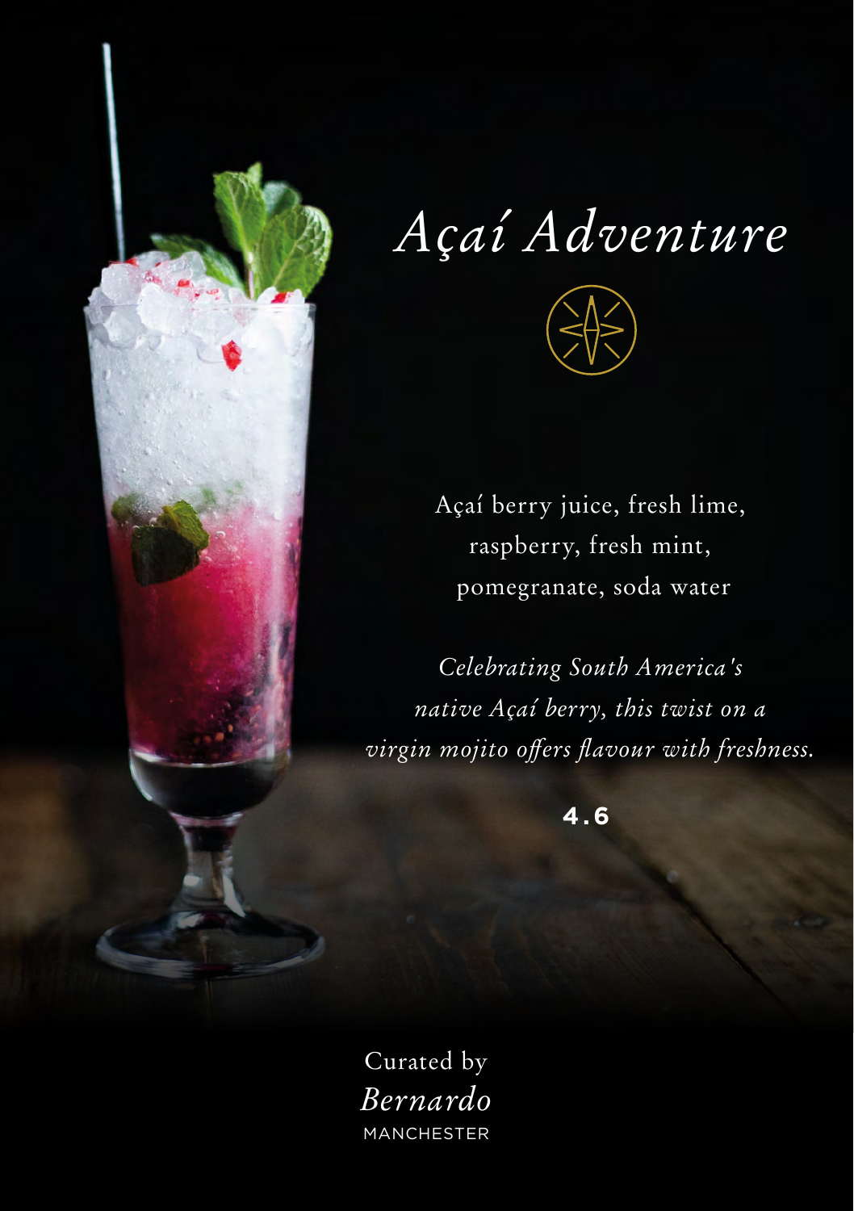# *Açaí Adventure*

Açaí berry juice, fresh lime,
raspberry, fresh mint,
pomegranate, soda water

*Celebrating South America's native Açaí berry, this twist on a virgin mojito offers flavour with freshness.*

**4.6**

Curated by
*Bernardo*
MANCHESTER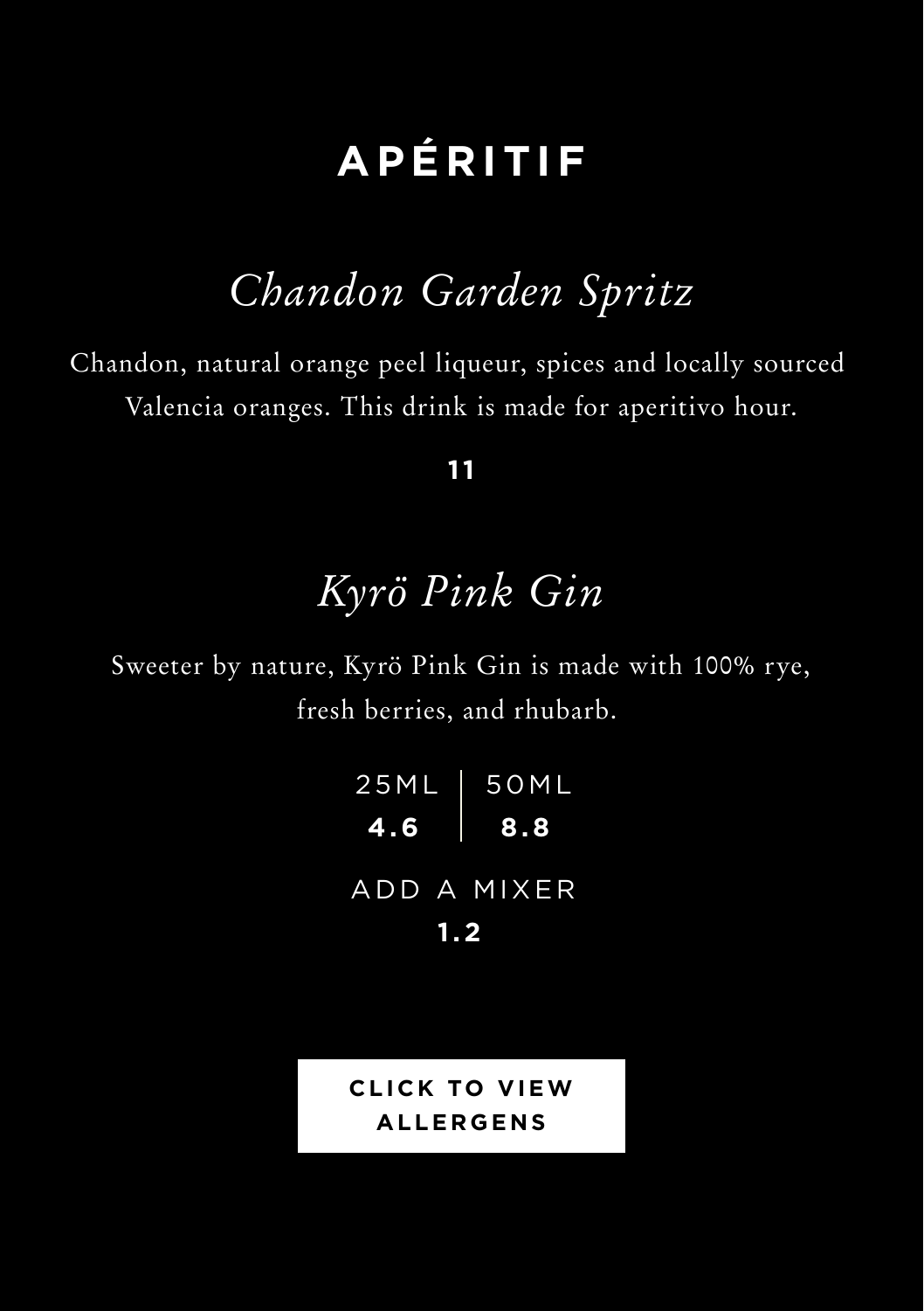# APÉRITIF

## *Chandon Garden Spritz*

Chandon, natural orange peel liqueur, spices and locally sourced Valencia oranges. This drink is made for aperitivo hour.

**11**

## *Kyrö Pink Gin*

Sweeter by nature, Kyrö Pink Gin is made with 100% rye, fresh berries, and rhubarb.

| 25ML | 50ML |
|---|---|
| **4.6** | **8.8** |

ADD A MIXER

**1.2**

**CLICK TO VIEW ALLERGENS**